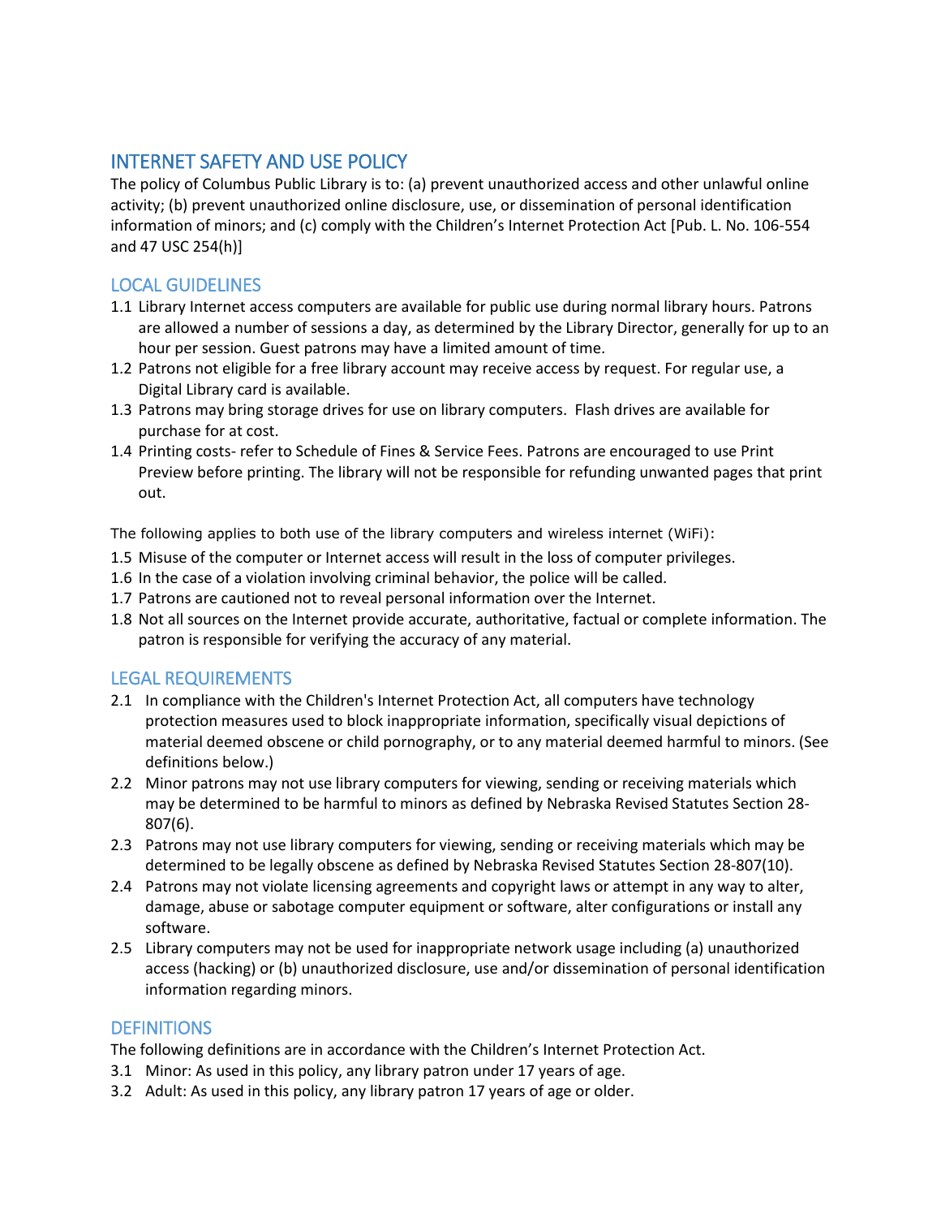## INTERNET SAFETY AND USE POLICY

The policy of Columbus Public Library is to: (a) prevent unauthorized access and other unlawful online activity; (b) prevent unauthorized online disclosure, use, or dissemination of personal identification information of minors; and (c) comply with the Children's Internet Protection Act [Pub. L. No. 106-554 and 47 USC 254(h)]

## LOCAL GUIDELINES

1.1 Library Internet access computers are available for public use during normal library hours. Patrons are allowed a number of sessions a day, as determined by the Library Director, generally for up to an hour per session. Guest patrons may have a limited amount of time.

1.2 Patrons not eligible for a free library account may receive access by request. For regular use, a Digital Library card is available.

1.3 Patrons may bring storage drives for use on library computers. Flash drives are available for purchase for at cost.

1.4 Printing costs- refer to Schedule of Fines & Service Fees. Patrons are encouraged to use Print Preview before printing. The library will not be responsible for refunding unwanted pages that print out.

The following applies to both use of the library computers and wireless internet (WiFi):

1.5 Misuse of the computer or Internet access will result in the loss of computer privileges.

1.6 In the case of a violation involving criminal behavior, the police will be called.

1.7 Patrons are cautioned not to reveal personal information over the Internet.

1.8 Not all sources on the Internet provide accurate, authoritative, factual or complete information. The patron is responsible for verifying the accuracy of any material.

## LEGAL REQUIREMENTS

2.1 In compliance with the Children's Internet Protection Act, all computers have technology protection measures used to block inappropriate information, specifically visual depictions of material deemed obscene or child pornography, or to any material deemed harmful to minors. (See definitions below.)

2.2 Minor patrons may not use library computers for viewing, sending or receiving materials which may be determined to be harmful to minors as defined by Nebraska Revised Statutes Section 28-807(6).

2.3 Patrons may not use library computers for viewing, sending or receiving materials which may be determined to be legally obscene as defined by Nebraska Revised Statutes Section 28-807(10).

2.4 Patrons may not violate licensing agreements and copyright laws or attempt in any way to alter, damage, abuse or sabotage computer equipment or software, alter configurations or install any software.

2.5 Library computers may not be used for inappropriate network usage including (a) unauthorized access (hacking) or (b) unauthorized disclosure, use and/or dissemination of personal identification information regarding minors.

## DEFINITIONS

The following definitions are in accordance with the Children's Internet Protection Act.

3.1 Minor: As used in this policy, any library patron under 17 years of age.

3.2 Adult: As used in this policy, any library patron 17 years of age or older.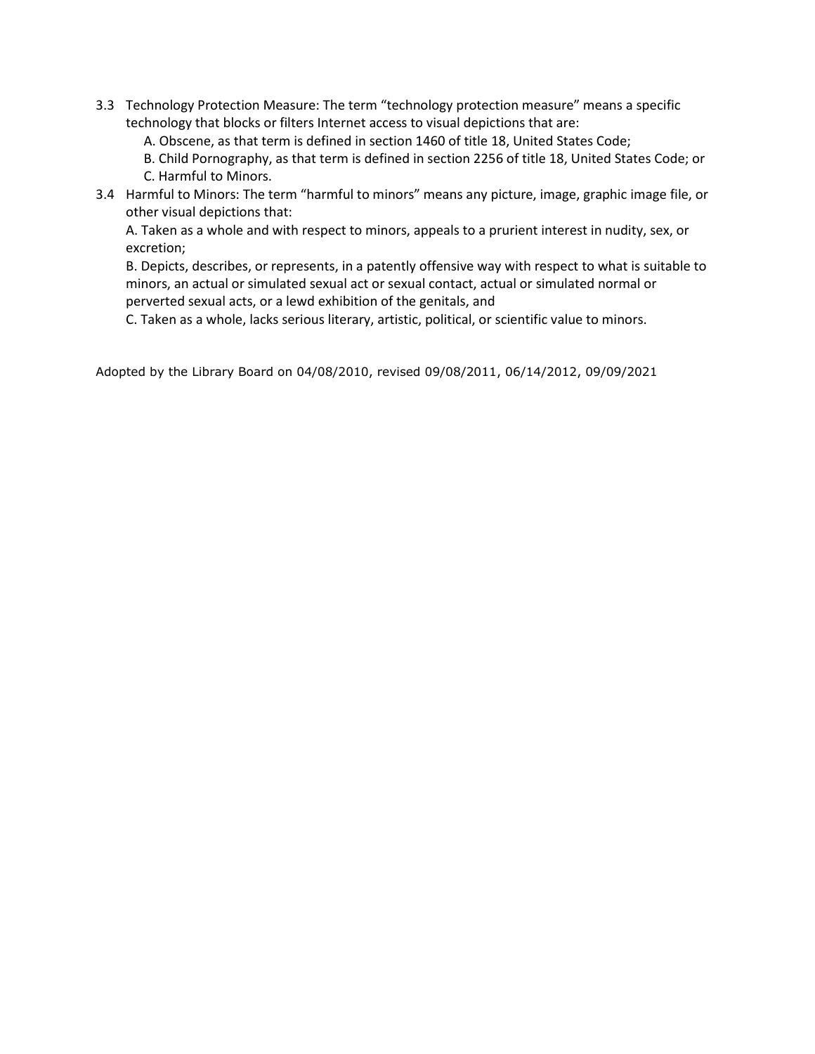3.3 Technology Protection Measure: The term “technology protection measure” means a specific technology that blocks or filters Internet access to visual depictions that are:

   A. Obscene, as that term is defined in section 1460 of title 18, United States Code;

   B. Child Pornography, as that term is defined in section 2256 of title 18, United States Code; or

   C. Harmful to Minors.

3.4 Harmful to Minors: The term “harmful to minors” means any picture, image, graphic image file, or other visual depictions that:

   A. Taken as a whole and with respect to minors, appeals to a prurient interest in nudity, sex, or excretion;

   B. Depicts, describes, or represents, in a patently offensive way with respect to what is suitable to minors, an actual or simulated sexual act or sexual contact, actual or simulated normal or perverted sexual acts, or a lewd exhibition of the genitals, and

   C. Taken as a whole, lacks serious literary, artistic, political, or scientific value to minors.

Adopted by the Library Board on 04/08/2010, revised 09/08/2011, 06/14/2012, 09/09/2021